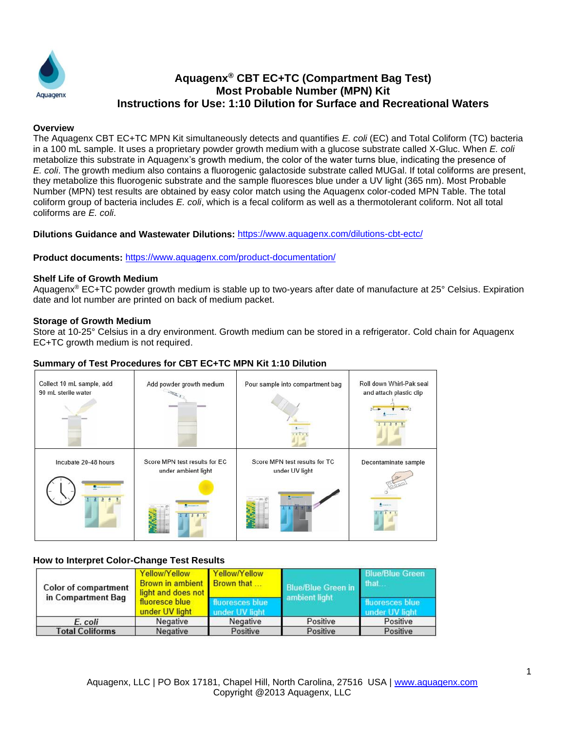Aquagenx

# Aquagenx® CBT EC+TC (Compartment Bag Test) Most Probable Number (MPN) Kit Instructions for Use: 1:10 Dilution for Surface and Recreational Waters

## Overview

The Aquagenx CBT EC+TC MPN Kit simultaneously detects and quantifies *E. coli* (EC) and Total Coliform (TC) bacteria in a 100 mL sample. It uses a proprietary powder growth medium with a glucose substrate called X-Gluc. When *E. coli* metabolize this substrate in Aquagenx's growth medium, the color of the water turns blue, indicating the presence of *E. coli*. The growth medium also contains a fluorogenic galactoside substrate called MUGal. If total coliforms are present, they metabolize this fluorogenic substrate and the sample fluoresces blue under a UV light (365 nm). Most Probable Number (MPN) test results are obtained by easy color match using the Aquagenx color-coded MPN Table. The total coliform group of bacteria includes *E. coli*, which is a fecal coliform as well as a thermotolerant coliform. Not all total coliforms are *E. coli*.

**Dilutions Guidance and Wastewater Dilutions:** https://www.aquagenx.com/dilutions-cbt-ectc/

**Product documents:** https://www.aquagenx.com/product-documentation/

## Shelf Life of Growth Medium

Aquagenx® EC+TC powder growth medium is stable up to two-years after date of manufacture at 25° Celsius. Expiration date and lot number are printed on back of medium packet.

## Storage of Growth Medium

Store at 10-25° Celsius in a dry environment. Growth medium can be stored in a refrigerator. Cold chain for Aquagenx EC+TC growth medium is not required.

## Summary of Test Procedures for CBT EC+TC MPN Kit 1:10 Dilution

| Collect 10 mL sample, add 90 mL sterile water | Add powder growth medium | Pour sample into compartment bag | Roll down Whirl-Pak seal and attach plastic clip |
|---|---|---|---|
| Incubate 20-48 hours | Score MPN test results for EC under ambient light | Score MPN test results for TC under UV light | Decontaminate sample |

## How to Interpret Color-Change Test Results

| Color of compartment in Compartment Bag | Yellow/Yellow Brown in ambient light and does not fluoresce blue under UV light | Yellow/Yellow Brown that … fluoresces blue under UV light | Blue/Blue Green in ambient light | Blue/Blue Green that… fluoresces blue under UV light |
|---|---|---|---|---|
| *E. coli* | Negative | Negative | Positive | Positive |
| Total Coliforms | Negative | Positive | Positive | Positive |

Aquagenx, LLC | PO Box 17181, Chapel Hill, North Carolina, 27516 USA | www.aquagenx.com
Copyright @2013 Aquagenx, LLC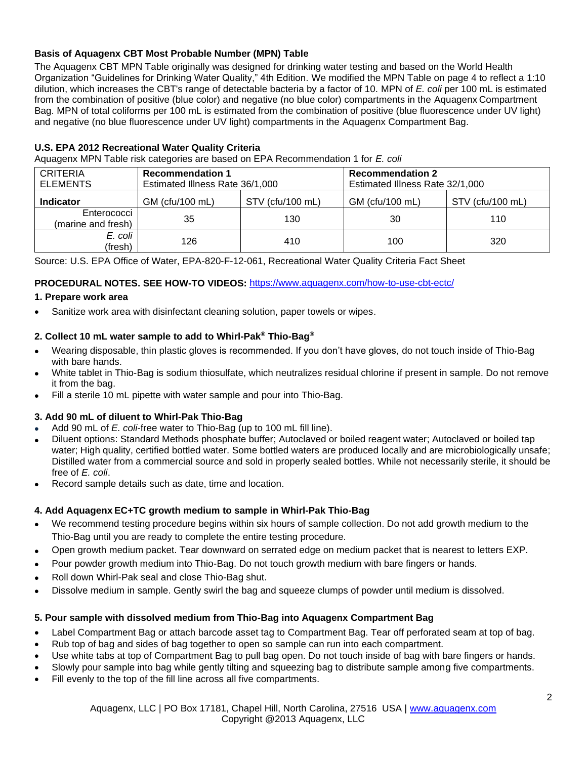### Basis of Aquagenx CBT Most Probable Number (MPN) Table

The Aquagenx CBT MPN Table originally was designed for drinking water testing and based on the World Health Organization "Guidelines for Drinking Water Quality," 4th Edition. We modified the MPN Table on page 4 to reflect a 1:10 dilution, which increases the CBT's range of detectable bacteria by a factor of 10. MPN of *E. coli* per 100 mL is estimated from the combination of positive (blue color) and negative (no blue color) compartments in the Aquagenx Compartment Bag. MPN of total coliforms per 100 mL is estimated from the combination of positive (blue fluorescence under UV light) and negative (no blue fluorescence under UV light) compartments in the Aquagenx Compartment Bag.

### U.S. EPA 2012 Recreational Water Quality Criteria

Aquagenx MPN Table risk categories are based on EPA Recommendation 1 for *E. coli*

| CRITERIA ELEMENTS | **Recommendation 1** Estimated Illness Rate 36/1,000 | | **Recommendation 2** Estimated Illness Rate 32/1,000 | |
|---|---|---|---|---|
| **Indicator** | GM (cfu/100 mL) | STV (cfu/100 mL) | GM (cfu/100 mL) | STV (cfu/100 mL) |
| Enterococci (marine and fresh) | 35 | 130 | 30 | 110 |
| *E. coli* (fresh) | 126 | 410 | 100 | 320 |

Source: U.S. EPA Office of Water, EPA-820-F-12-061, Recreational Water Quality Criteria Fact Sheet

**PROCEDURAL NOTES. SEE HOW-TO VIDEOS:** https://www.aquagenx.com/how-to-use-cbt-ectc/

#### 1. Prepare work area

- Sanitize work area with disinfectant cleaning solution, paper towels or wipes.

#### 2. Collect 10 mL water sample to add to Whirl-Pak® Thio-Bag®

- Wearing disposable, thin plastic gloves is recommended. If you don't have gloves, do not touch inside of Thio-Bag with bare hands.
- White tablet in Thio-Bag is sodium thiosulfate, which neutralizes residual chlorine if present in sample. Do not remove it from the bag.
- Fill a sterile 10 mL pipette with water sample and pour into Thio-Bag.

#### 3. Add 90 mL of diluent to Whirl-Pak Thio-Bag

- Add 90 mL of *E. coli*-free water to Thio-Bag (up to 100 mL fill line).
- Diluent options: Standard Methods phosphate buffer; Autoclaved or boiled reagent water; Autoclaved or boiled tap water; High quality, certified bottled water. Some bottled waters are produced locally and are microbiologically unsafe; Distilled water from a commercial source and sold in properly sealed bottles. While not necessarily sterile, it should be free of *E. coli*.
- Record sample details such as date, time and location.

#### 4. Add Aquagenx EC+TC growth medium to sample in Whirl-Pak Thio-Bag

- We recommend testing procedure begins within six hours of sample collection. Do not add growth medium to the Thio-Bag until you are ready to complete the entire testing procedure.
- Open growth medium packet. Tear downward on serrated edge on medium packet that is nearest to letters EXP.
- Pour powder growth medium into Thio-Bag. Do not touch growth medium with bare fingers or hands.
- Roll down Whirl-Pak seal and close Thio-Bag shut.
- Dissolve medium in sample. Gently swirl the bag and squeeze clumps of powder until medium is dissolved.

#### 5. Pour sample with dissolved medium from Thio-Bag into Aquagenx Compartment Bag

- Label Compartment Bag or attach barcode asset tag to Compartment Bag. Tear off perforated seam at top of bag.
- Rub top of bag and sides of bag together to open so sample can run into each compartment.
- Use white tabs at top of Compartment Bag to pull bag open. Do not touch inside of bag with bare fingers or hands.
- Slowly pour sample into bag while gently tilting and squeezing bag to distribute sample among five compartments.
- Fill evenly to the top of the fill line across all five compartments.

Aquagenx, LLC | PO Box 17181, Chapel Hill, North Carolina, 27516 USA | www.aquagenx.com
Copyright @2013 Aquagenx, LLC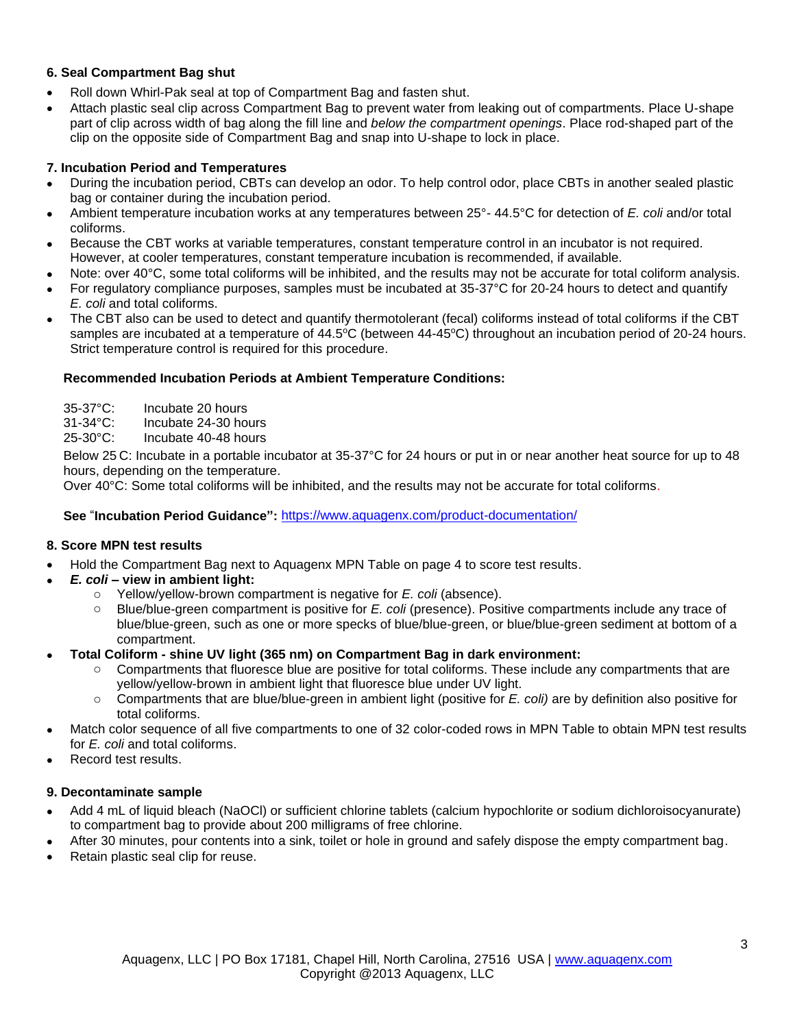### 6. Seal Compartment Bag shut

- Roll down Whirl-Pak seal at top of Compartment Bag and fasten shut.
- Attach plastic seal clip across Compartment Bag to prevent water from leaking out of compartments. Place U-shape part of clip across width of bag along the fill line and *below the compartment openings*. Place rod-shaped part of the clip on the opposite side of Compartment Bag and snap into U-shape to lock in place.

### 7. Incubation Period and Temperatures

- During the incubation period, CBTs can develop an odor. To help control odor, place CBTs in another sealed plastic bag or container during the incubation period.
- Ambient temperature incubation works at any temperatures between 25°- 44.5°C for detection of *E. coli* and/or total coliforms.
- Because the CBT works at variable temperatures, constant temperature control in an incubator is not required. However, at cooler temperatures, constant temperature incubation is recommended, if available.
- Note: over 40°C, some total coliforms will be inhibited, and the results may not be accurate for total coliform analysis.
- For regulatory compliance purposes, samples must be incubated at 35-37°C for 20-24 hours to detect and quantify *E. coli* and total coliforms.
- The CBT also can be used to detect and quantify thermotolerant (fecal) coliforms instead of total coliforms if the CBT samples are incubated at a temperature of 44.5ºC (between 44-45ºC) throughout an incubation period of 20-24 hours. Strict temperature control is required for this procedure.

**Recommended Incubation Periods at Ambient Temperature Conditions:**

35-37°C: Incubate 20 hours
31-34°C: Incubate 24-30 hours
25-30°C: Incubate 40-48 hours

Below 25 C: Incubate in a portable incubator at 35-37°C for 24 hours or put in or near another heat source for up to 48 hours, depending on the temperature.
Over 40°C: Some total coliforms will be inhibited, and the results may not be accurate for total coliforms.

**See "Incubation Period Guidance":** https://www.aquagenx.com/product-documentation/

### 8. Score MPN test results

- Hold the Compartment Bag next to Aquagenx MPN Table on page 4 to score test results.
- ***E. coli* – view in ambient light:**
  - Yellow/yellow-brown compartment is negative for *E. coli* (absence).
  - Blue/blue-green compartment is positive for *E. coli* (presence). Positive compartments include any trace of blue/blue-green, such as one or more specks of blue/blue-green, or blue/blue-green sediment at bottom of a compartment.
- **Total Coliform - shine UV light (365 nm) on Compartment Bag in dark environment:**
  - Compartments that fluoresce blue are positive for total coliforms. These include any compartments that are yellow/yellow-brown in ambient light that fluoresce blue under UV light.
  - Compartments that are blue/blue-green in ambient light (positive for *E. coli)* are by definition also positive for total coliforms.
- Match color sequence of all five compartments to one of 32 color-coded rows in MPN Table to obtain MPN test results for *E. coli* and total coliforms.
- Record test results.

### 9. Decontaminate sample

- Add 4 mL of liquid bleach (NaOCl) or sufficient chlorine tablets (calcium hypochlorite or sodium dichloroisocyanurate) to compartment bag to provide about 200 milligrams of free chlorine.
- After 30 minutes, pour contents into a sink, toilet or hole in ground and safely dispose the empty compartment bag.
- Retain plastic seal clip for reuse.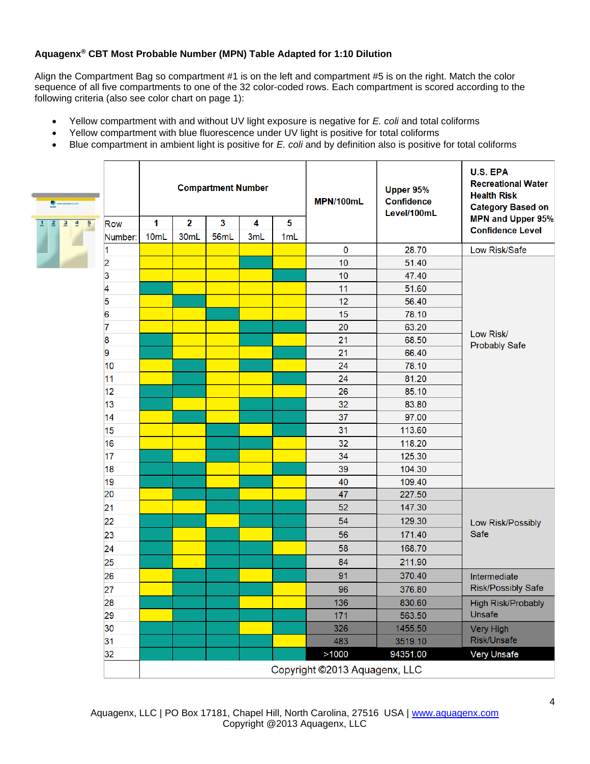**Aquagenx® CBT Most Probable Number (MPN) Table Adapted for 1:10 Dilution**

Align the Compartment Bag so compartment #1 is on the left and compartment #5 is on the right. Match the color sequence of all five compartments to one of the 32 color-coded rows. Each compartment is scored according to the following criteria (also see color chart on page 1):

- Yellow compartment with and without UV light exposure is negative for *E. coli* and total coliforms
- Yellow compartment with blue fluorescence under UV light is positive for total coliforms
- Blue compartment in ambient light is positive for *E. coli* and by definition also is positive for total coliforms

| Row Number: | Compartment Number 1 (10mL) | 2 (30mL) | 3 (56mL) | 4 (3mL) | 5 (1mL) | MPN/100mL | Upper 95% Confidence Level/100mL | U.S. EPA Recreational Water Health Risk Category Based on MPN and Upper 95% Confidence Level |
|---|---|---|---|---|---|---|---|---|
| 1 | Yellow | Yellow | Yellow | Yellow | Yellow | 0 | 28.70 | Low Risk/Safe |
| 2 | Yellow | Yellow | Yellow | Blue | Yellow | 10 | 51.40 | Low Risk/ Probably Safe |
| 3 | Yellow | Yellow | Yellow | Yellow | Blue | 10 | 47.40 | |
| 4 | Blue | Yellow | Yellow | Yellow | Yellow | 11 | 51.60 | |
| 5 | Yellow | Blue | Yellow | Yellow | Yellow | 12 | 56.40 | |
| 6 | Yellow | Yellow | Blue | Yellow | Yellow | 15 | 78.10 | |
| 7 | Yellow | Yellow | Yellow | Blue | Blue | 20 | 63.20 | |
| 8 | Blue | Yellow | Yellow | Blue | Yellow | 21 | 68.50 | |
| 9 | Blue | Yellow | Yellow | Yellow | Blue | 21 | 66.40 | |
| 10 | Yellow | Blue | Yellow | Blue | Yellow | 24 | 78.10 | |
| 11 | Yellow | Blue | Yellow | Yellow | Blue | 24 | 81.20 | |
| 12 | Blue | Blue | Yellow | Yellow | Yellow | 26 | 85.10 | |
| 13 | Blue | Yellow | Yellow | Blue | Blue | 32 | 83.80 | |
| 14 | Yellow | Blue | Yellow | Blue | Blue | 37 | 97.00 | |
| 15 | Yellow | Yellow | Blue | Yellow | Blue | 31 | 113.60 | |
| 16 | Yellow | Yellow | Blue | Blue | Yellow | 32 | 118.20 | |
| 17 | Blue | Yellow | Blue | Yellow | Yellow | 34 | 125.30 | |
| 18 | Blue | Blue | Yellow | Yellow | Blue | 39 | 104.30 | |
| 19 | Blue | Blue | Yellow | Blue | Yellow | 40 | 109.40 | |
| 20 | Yellow | Blue | Blue | Yellow | Yellow | 47 | 227.50 | Low Risk/Possibly Safe |
| 21 | Yellow | Yellow | Blue | Blue | Blue | 52 | 147.30 | |
| 22 | Blue | Blue | Yellow | Blue | Blue | 54 | 129.30 | |
| 23 | Blue | Yellow | Blue | Yellow | Blue | 56 | 171.40 | |
| 24 | Blue | Yellow | Blue | Blue | Yellow | 58 | 168.70 | |
| 25 | Blue | Yellow | Blue | Blue | Blue | 84 | 211.90 | |
| 26 | Yellow | Blue | Blue | Yellow | Blue | 91 | 370.40 | Intermediate Risk/Possibly Safe |
| 27 | Yellow | Blue | Blue | Blue | Yellow | 96 | 376.80 | |
| 28 | Blue | Blue | Blue | Yellow | Blue | 136 | 830.60 | High Risk/Probably Unsafe |
| 29 | Yellow | Blue | Blue | Blue | Blue | 171 | 563.50 | |
| 30 | Blue | Blue | Blue | Yellow | Blue | 326 | 1455.50 | Very High Risk/Unsafe |
| 31 | Blue | Blue | Blue | Blue | Yellow | 483 | 3519.10 | |
| 32 | Blue | Blue | Blue | Blue | Blue | >1000 | 94351.00 | Very Unsafe |

Copyright ©2013 Aquagenx, LLC

Aquagenx, LLC | PO Box 17181, Chapel Hill, North Carolina, 27516 USA | www.aquagenx.com
Copyright @2013 Aquagenx, LLC